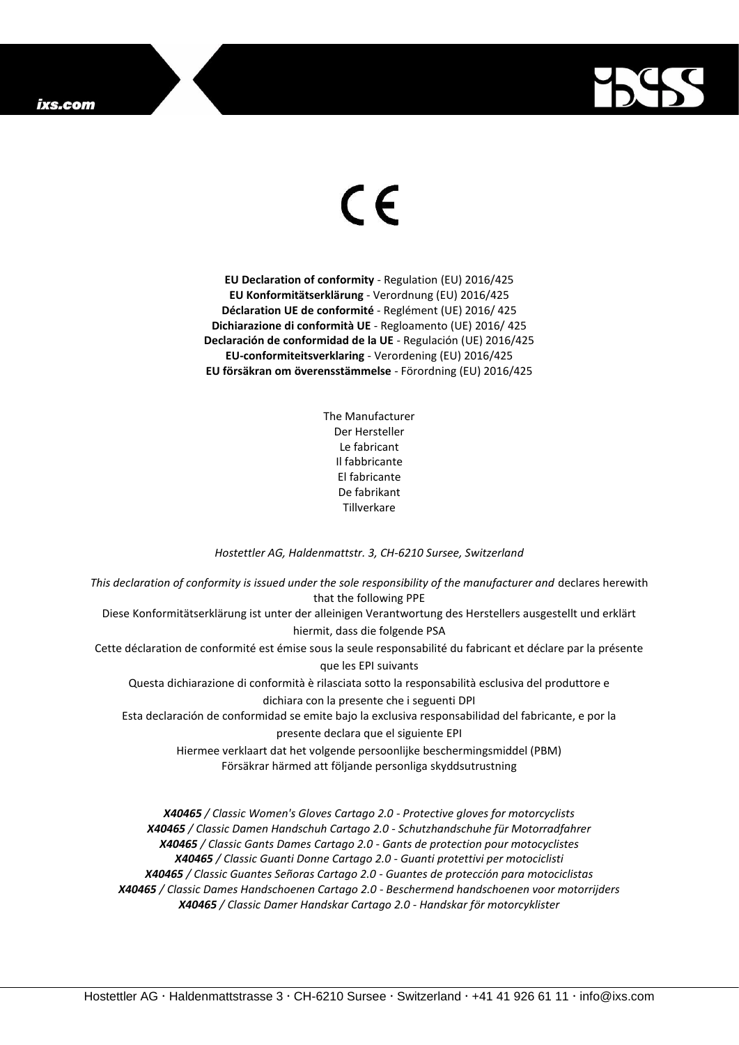CE

**EU Declaration of conformity** - Regulation (EU) 2016/425
**EU Konformitätserklärung** - Verordnung (EU) 2016/425
**Déclaration UE de conformité** - Reglément (UE) 2016/ 425
**Dichiarazione di conformità UE** - Regloamento (UE) 2016/ 425
**Declaración de conformidad de la UE** - Regulación (UE) 2016/425
**EU-conformiteitsverklaring** - Verordening (EU) 2016/425
**EU försäkran om överensstämmelse** - Förordning (EU) 2016/425

The Manufacturer
Der Hersteller
Le fabricant
Il fabbricante
El fabricante
De fabrikant
Tillverkare

*Hostettler AG, Haldenmattstr. 3, CH-6210 Sursee, Switzerland*

*This declaration of conformity is issued under the sole responsibility of the manufacturer and* declares herewith that the following PPE
Diese Konformitätserklärung ist unter der alleinigen Verantwortung des Herstellers ausgestellt und erklärt hiermit, dass die folgende PSA
Cette déclaration de conformité est émise sous la seule responsabilité du fabricant et déclare par la présente que les EPI suivants
Questa dichiarazione di conformità è rilasciata sotto la responsabilità esclusiva del produttore e dichiara con la presente che i seguenti DPI
Esta declaración de conformidad se emite bajo la exclusiva responsabilidad del fabricante, e por la presente declara que el siguiente EPI
Hiermee verklaart dat het volgende persoonlijke beschermingsmiddel (PBM)
Försäkrar härmed att följande personliga skyddsutrustning

***X40465*** */ Classic Women's Gloves Cartago 2.0 - Protective gloves for motorcyclists*
***X40465*** */ Classic Damen Handschuh Cartago 2.0 - Schutzhandschuhe für Motorradfahrer*
***X40465*** */ Classic Gants Dames Cartago 2.0 - Gants de protection pour motocyclistes*
***X40465*** */ Classic Guanti Donne Cartago 2.0 - Guanti protettivi per motociclisti*
***X40465*** */ Classic Guantes Señoras Cartago 2.0 - Guantes de protección para motociclistas*
***X40465*** */ Classic Dames Handschoenen Cartago 2.0 - Beschermend handschoenen voor motorrijders*
***X40465*** */ Classic Damer Handskar Cartago 2.0 - Handskar för motorcyklister*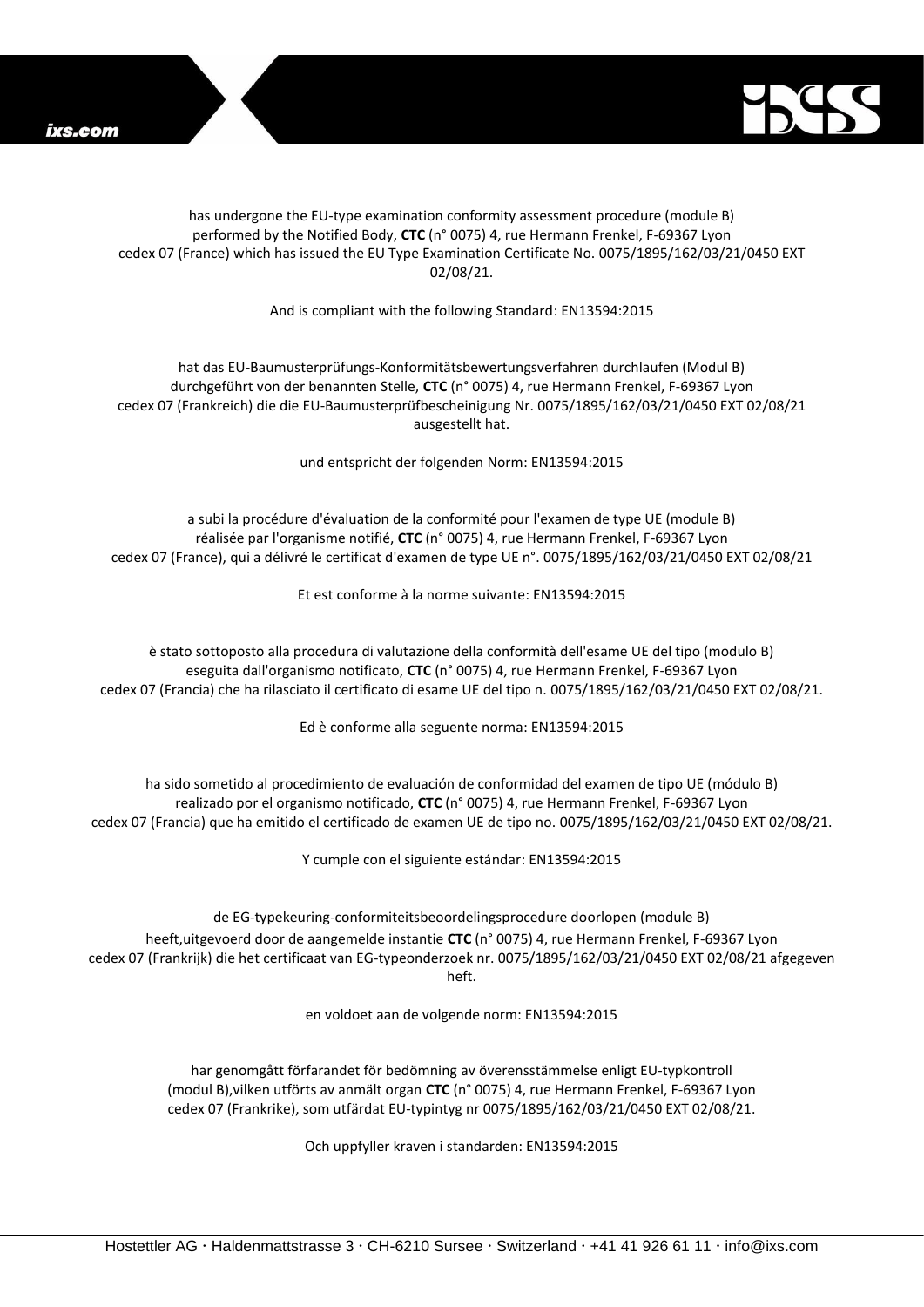has undergone the EU-type examination conformity assessment procedure (module B) performed by the Notified Body, **CTC** (n° 0075) 4, rue Hermann Frenkel, F-69367 Lyon cedex 07 (France) which has issued the EU Type Examination Certificate No. 0075/1895/162/03/21/0450 EXT 02/08/21.

And is compliant with the following Standard: EN13594:2015

hat das EU-Baumusterprüfungs-Konformitätsbewertungsverfahren durchlaufen (Modul B) durchgeführt von der benannten Stelle, **CTC** (n° 0075) 4, rue Hermann Frenkel, F-69367 Lyon cedex 07 (Frankreich) die die EU-Baumusterprüfbescheinigung Nr. 0075/1895/162/03/21/0450 EXT 02/08/21 ausgestellt hat.

und entspricht der folgenden Norm: EN13594:2015

a subi la procédure d'évaluation de la conformité pour l'examen de type UE (module B) réalisée par l'organisme notifié, **CTC** (n° 0075) 4, rue Hermann Frenkel, F-69367 Lyon cedex 07 (France), qui a délivré le certificat d'examen de type UE n°. 0075/1895/162/03/21/0450 EXT 02/08/21

Et est conforme à la norme suivante: EN13594:2015

è stato sottoposto alla procedura di valutazione della conformità dell'esame UE del tipo (modulo B) eseguita dall'organismo notificato, **CTC** (n° 0075) 4, rue Hermann Frenkel, F-69367 Lyon cedex 07 (Francia) che ha rilasciato il certificato di esame UE del tipo n. 0075/1895/162/03/21/0450 EXT 02/08/21.

Ed è conforme alla seguente norma: EN13594:2015

ha sido sometido al procedimiento de evaluación de conformidad del examen de tipo UE (módulo B) realizado por el organismo notificado, **CTC** (n° 0075) 4, rue Hermann Frenkel, F-69367 Lyon cedex 07 (Francia) que ha emitido el certificado de examen UE de tipo no. 0075/1895/162/03/21/0450 EXT 02/08/21.

Y cumple con el siguiente estándar: EN13594:2015

de EG-typekeuring-conformiteitsbeoordelingsprocedure doorlopen (module B) heeft,uitgevoerd door de aangemelde instantie **CTC** (n° 0075) 4, rue Hermann Frenkel, F-69367 Lyon cedex 07 (Frankrijk) die het certificaat van EG-typeonderzoek nr. 0075/1895/162/03/21/0450 EXT 02/08/21 afgegeven heft.

en voldoet aan de volgende norm: EN13594:2015

har genomgått förfarandet för bedömning av överensstämmelse enligt EU-typkontroll (modul B),vilken utförts av anmält organ **CTC** (n° 0075) 4, rue Hermann Frenkel, F-69367 Lyon cedex 07 (Frankrike), som utfärdat EU-typintyg nr 0075/1895/162/03/21/0450 EXT 02/08/21.

Och uppfyller kraven i standarden: EN13594:2015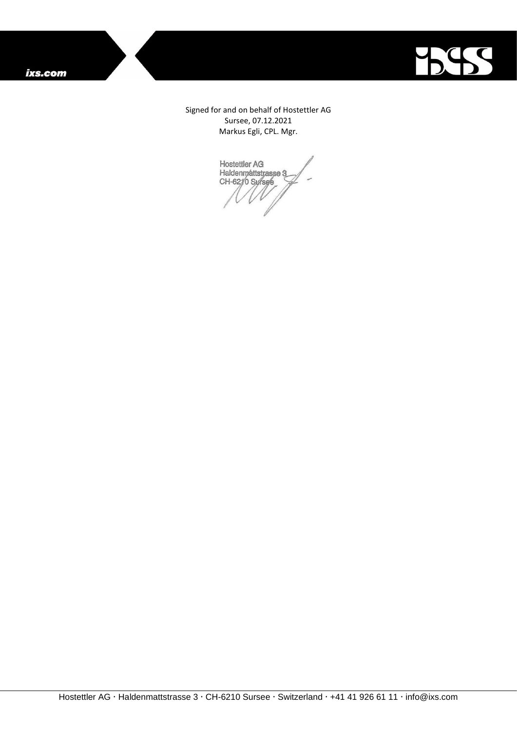Signed for and on behalf of Hostettler AG
Sursee, 07.12.2021
Markus Egli, CPL. Mgr.

Hostettler AG
Haldenmattstrasse 3
CH-6210 Sursee